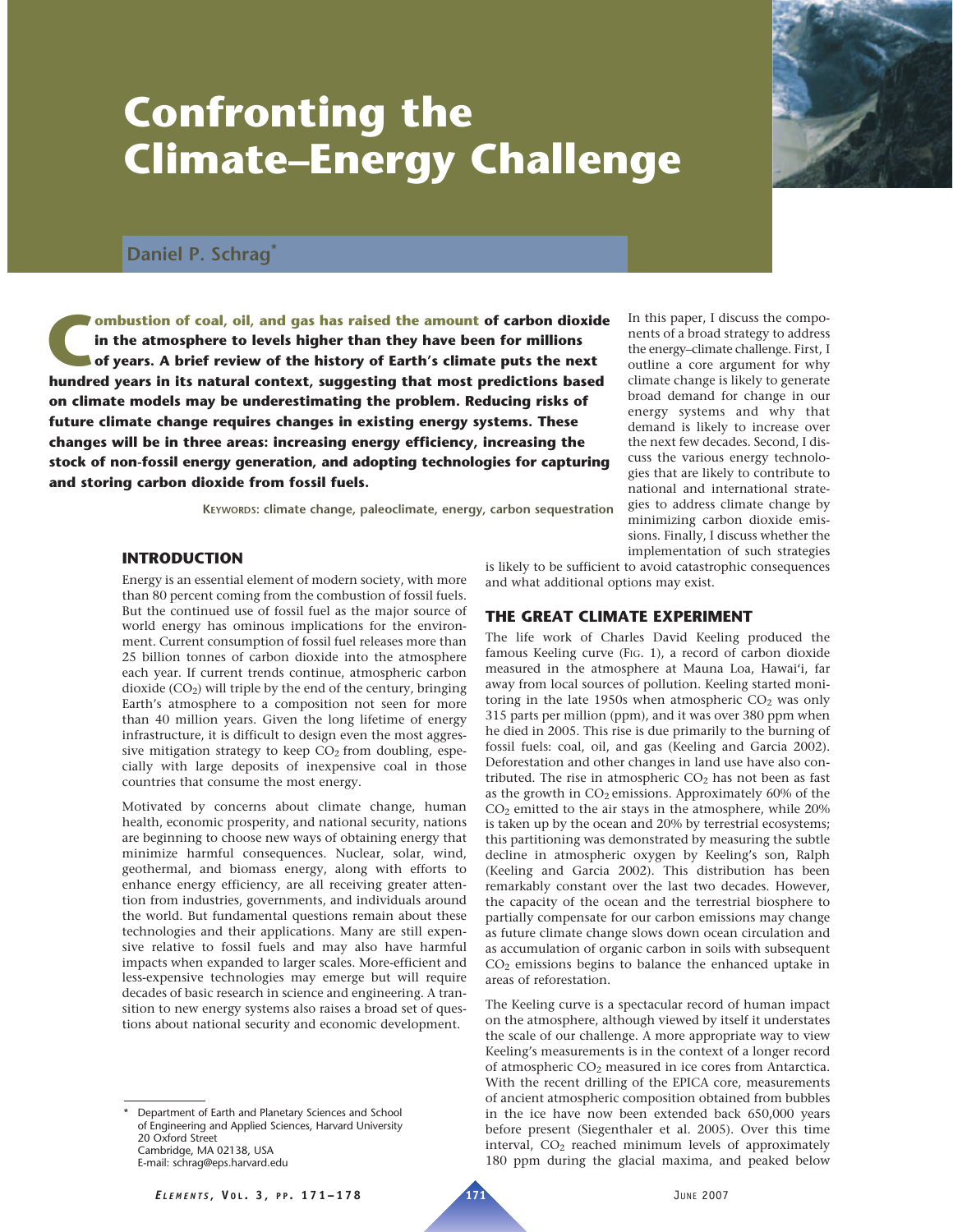# Confronting the Climate–Energy Challenge

## Daniel P. Schrag*

**Combustion of coal, oil, and gas has raised the amount of carbon dioxide in the atmosphere to levels higher than they have been for millions of years. A brief review of the history of Earth's climate puts the next hundred years in its natural context, suggesting that most predictions based on climate models may be underestimating the problem. Reducing risks of future climate change requires changes in existing energy systems. These changes will be in three areas: increasing energy efficiency, increasing the stock of non-fossil energy generation, and adopting technologies for capturing and storing carbon dioxide from fossil fuels.**

Keywords: climate change, paleoclimate, energy, carbon sequestration

In this paper, I discuss the components of a broad strategy to address the energy–climate challenge. First, I outline a core argument for why climate change is likely to generate broad demand for change in our energy systems and why that demand is likely to increase over the next few decades. Second, I discuss the various energy technologies that are likely to contribute to national and international strategies to address climate change by minimizing carbon dioxide emissions. Finally, I discuss whether the implementation of such strategies is likely to be sufficient to avoid catastrophic consequences and what additional options may exist.

### INTRODUCTION

Energy is an essential element of modern society, with more than 80 percent coming from the combustion of fossil fuels. But the continued use of fossil fuel as the major source of world energy has ominous implications for the environment. Current consumption of fossil fuel releases more than 25 billion tonnes of carbon dioxide into the atmosphere each year. If current trends continue, atmospheric carbon dioxide ($CO_2$) will triple by the end of the century, bringing Earth's atmosphere to a composition not seen for more than 40 million years. Given the long lifetime of energy infrastructure, it is difficult to design even the most aggressive mitigation strategy to keep $CO_2$ from doubling, especially with large deposits of inexpensive coal in those countries that consume the most energy.

Motivated by concerns about climate change, human health, economic prosperity, and national security, nations are beginning to choose new ways of obtaining energy that minimize harmful consequences. Nuclear, solar, wind, geothermal, and biomass energy, along with efforts to enhance energy efficiency, are all receiving greater attention from industries, governments, and individuals around the world. But fundamental questions remain about these technologies and their applications. Many are still expensive relative to fossil fuels and may also have harmful impacts when expanded to larger scales. More-efficient and less-expensive technologies may emerge but will require decades of basic research in science and engineering. A transition to new energy systems also raises a broad set of questions about national security and economic development.

### THE GREAT CLIMATE EXPERIMENT

The life work of Charles David Keeling produced the famous Keeling curve (Fig. 1), a record of carbon dioxide measured in the atmosphere at Mauna Loa, Hawai'i, far away from local sources of pollution. Keeling started monitoring in the late 1950s when atmospheric $CO_2$ was only 315 parts per million (ppm), and it was over 380 ppm when he died in 2005. This rise is due primarily to the burning of fossil fuels: coal, oil, and gas (Keeling and Garcia 2002). Deforestation and other changes in land use have also contributed. The rise in atmospheric $CO_2$ has not been as fast as the growth in $CO_2$ emissions. Approximately 60% of the $CO_2$ emitted to the air stays in the atmosphere, while 20% is taken up by the ocean and 20% by terrestrial ecosystems; this partitioning was demonstrated by measuring the subtle decline in atmospheric oxygen by Keeling's son, Ralph (Keeling and Garcia 2002). This distribution has been remarkably constant over the last two decades. However, the capacity of the ocean and the terrestrial biosphere to partially compensate for our carbon emissions may change as future climate change slows down ocean circulation and as accumulation of organic carbon in soils with subsequent $CO_2$ emissions begins to balance the enhanced uptake in areas of reforestation.

The Keeling curve is a spectacular record of human impact on the atmosphere, although viewed by itself it understates the scale of our challenge. A more appropriate way to view Keeling's measurements is in the context of a longer record of atmospheric $CO_2$ measured in ice cores from Antarctica. With the recent drilling of the EPICA core, measurements of ancient atmospheric composition obtained from bubbles in the ice have now been extended back 650,000 years before present (Siegenthaler et al. 2005). Over this time interval, $CO_2$ reached minimum levels of approximately 180 ppm during the glacial maxima, and peaked below

---

\* Department of Earth and Planetary Sciences and School of Engineering and Applied Sciences, Harvard University
20 Oxford Street
Cambridge, MA 02138, USA
E-mail: schrag@eps.harvard.edu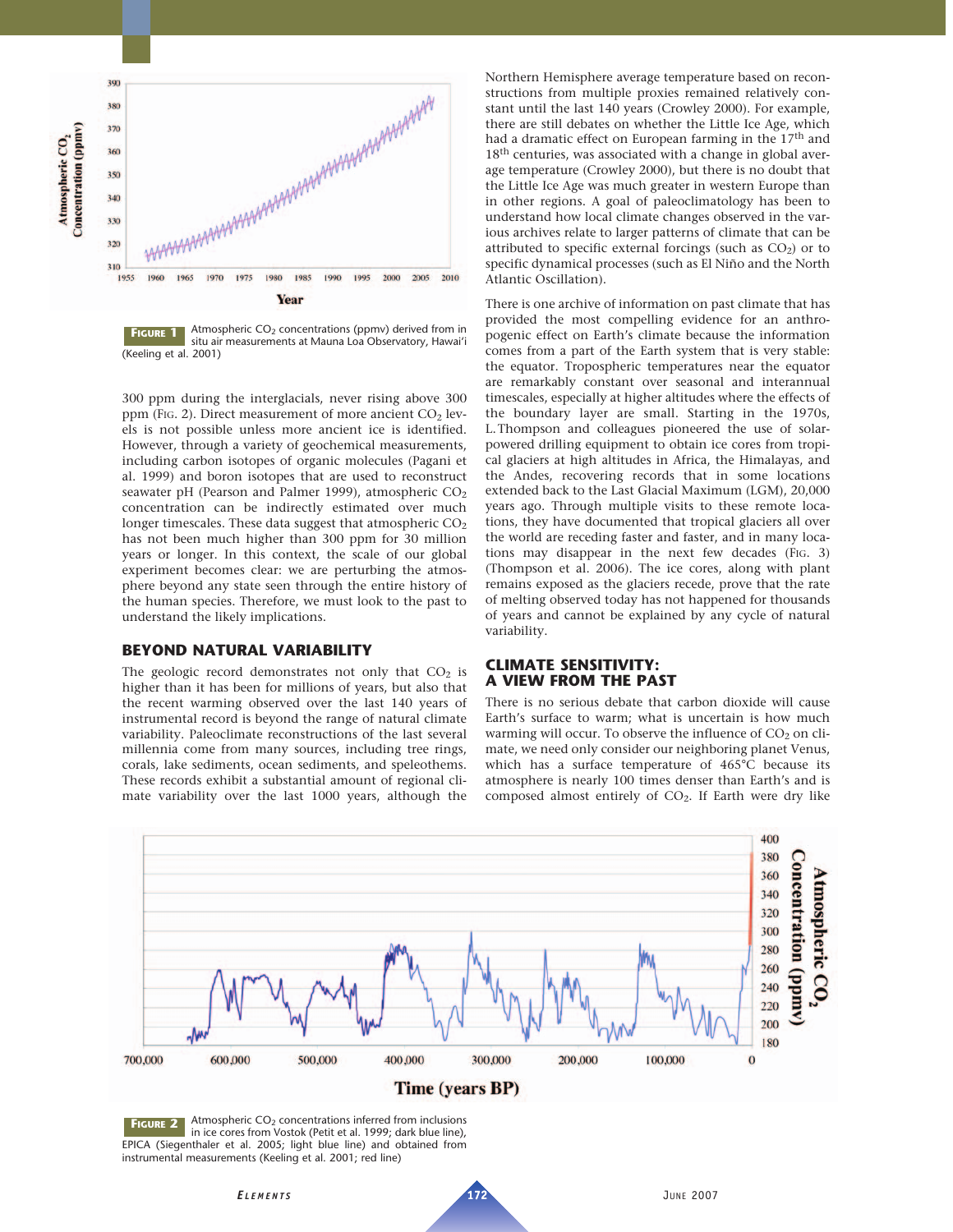**Figure 1** Atmospheric $CO_2$ concentrations (ppmv) derived from in situ air measurements at Mauna Loa Observatory, Hawai'i (Keeling et al. 2001)

300 ppm during the interglacials, never rising above 300 ppm (Fig. 2). Direct measurement of more ancient $CO_2$ levels is not possible unless more ancient ice is identified. However, through a variety of geochemical measurements, including carbon isotopes of organic molecules (Pagani et al. 1999) and boron isotopes that are used to reconstruct seawater pH (Pearson and Palmer 1999), atmospheric $CO_2$ concentration can be indirectly estimated over much longer timescales. These data suggest that atmospheric $CO_2$ has not been much higher than 300 ppm for 30 million years or longer. In this context, the scale of our global experiment becomes clear: we are perturbing the atmosphere beyond any state seen through the entire history of the human species. Therefore, we must look to the past to understand the likely implications.

## BEYOND NATURAL VARIABILITY

The geologic record demonstrates not only that $CO_2$ is higher than it has been for millions of years, but also that the recent warming observed over the last 140 years of instrumental record is beyond the range of natural climate variability. Paleoclimate reconstructions of the last several millennia come from many sources, including tree rings, corals, lake sediments, ocean sediments, and speleothems. These records exhibit a substantial amount of regional climate variability over the last 1000 years, although the Northern Hemisphere average temperature based on reconstructions from multiple proxies remained relatively constant until the last 140 years (Crowley 2000). For example, there are still debates on whether the Little Ice Age, which had a dramatic effect on European farming in the 17th and 18th centuries, was associated with a change in global average temperature (Crowley 2000), but there is no doubt that the Little Ice Age was much greater in western Europe than in other regions. A goal of paleoclimatology has been to understand how local climate changes observed in the various archives relate to larger patterns of climate that can be attributed to specific external forcings (such as $CO_2$) or to specific dynamical processes (such as El Niño and the North Atlantic Oscillation).

There is one archive of information on past climate that has provided the most compelling evidence for an anthropogenic effect on Earth's climate because the information comes from a part of the Earth system that is very stable: the equator. Tropospheric temperatures near the equator are remarkably constant over seasonal and interannual timescales, especially at higher altitudes where the effects of the boundary layer are small. Starting in the 1970s, L. Thompson and colleagues pioneered the use of solar-powered drilling equipment to obtain ice cores from tropical glaciers at high altitudes in Africa, the Himalayas, and the Andes, recovering records that in some locations extended back to the Last Glacial Maximum (LGM), 20,000 years ago. Through multiple visits to these remote locations, they have documented that tropical glaciers all over the world are receding faster and faster, and in many locations may disappear in the next few decades (Fig. 3) (Thompson et al. 2006). The ice cores, along with plant remains exposed as the glaciers recede, prove that the rate of melting observed today has not happened for thousands of years and cannot be explained by any cycle of natural variability.

## CLIMATE SENSITIVITY: A VIEW FROM THE PAST

There is no serious debate that carbon dioxide will cause Earth's surface to warm; what is uncertain is how much warming will occur. To observe the influence of $CO_2$ on climate, we need only consider our neighboring planet Venus, which has a surface temperature of 465°C because its atmosphere is nearly 100 times denser than Earth's and is composed almost entirely of $CO_2$. If Earth were dry like

**Figure 2** Atmospheric $CO_2$ concentrations inferred from inclusions in ice cores from Vostok (Petit et al. 1999; dark blue line), EPICA (Siegenthaler et al. 2005; light blue line) and obtained from instrumental measurements (Keeling et al. 2001; red line)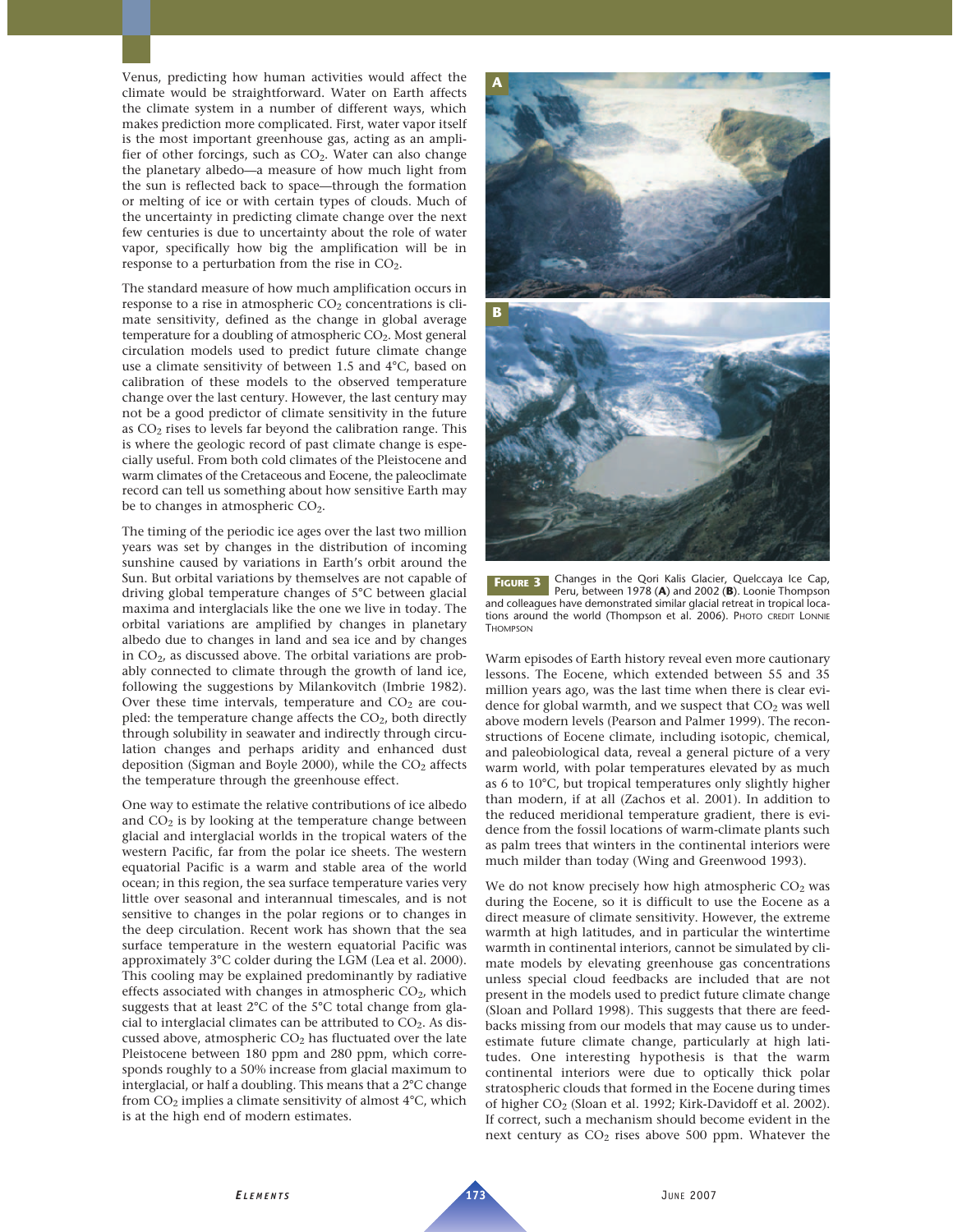Venus, predicting how human activities would affect the climate would be straightforward. Water on Earth affects the climate system in a number of different ways, which makes prediction more complicated. First, water vapor itself is the most important greenhouse gas, acting as an amplifier of other forcings, such as $CO_2$. Water can also change the planetary albedo—a measure of how much light from the sun is reflected back to space—through the formation or melting of ice or with certain types of clouds. Much of the uncertainty in predicting climate change over the next few centuries is due to uncertainty about the role of water vapor, specifically how big the amplification will be in response to a perturbation from the rise in $CO_2$.

The standard measure of how much amplification occurs in response to a rise in atmospheric $CO_2$ concentrations is climate sensitivity, defined as the change in global average temperature for a doubling of atmospheric $CO_2$. Most general circulation models used to predict future climate change use a climate sensitivity of between 1.5 and 4°C, based on calibration of these models to the observed temperature change over the last century. However, the last century may not be a good predictor of climate sensitivity in the future as $CO_2$ rises to levels far beyond the calibration range. This is where the geologic record of past climate change is especially useful. From both cold climates of the Pleistocene and warm climates of the Cretaceous and Eocene, the paleoclimate record can tell us something about how sensitive Earth may be to changes in atmospheric $CO_2$.

The timing of the periodic ice ages over the last two million years was set by changes in the distribution of incoming sunshine caused by variations in Earth's orbit around the Sun. But orbital variations by themselves are not capable of driving global temperature changes of 5°C between glacial maxima and interglacials like the one we live in today. The orbital variations are amplified by changes in planetary albedo due to changes in land and sea ice and by changes in $CO_2$, as discussed above. The orbital variations are probably connected to climate through the growth of land ice, following the suggestions by Milankovitch (Imbrie 1982). Over these time intervals, temperature and $CO_2$ are coupled: the temperature change affects the $CO_2$, both directly through solubility in seawater and indirectly through circulation changes and perhaps aridity and enhanced dust deposition (Sigman and Boyle 2000), while the $CO_2$ affects the temperature through the greenhouse effect.

One way to estimate the relative contributions of ice albedo and $CO_2$ is by looking at the temperature change between glacial and interglacial worlds in the tropical waters of the western Pacific, far from the polar ice sheets. The western equatorial Pacific is a warm and stable area of the world ocean; in this region, the sea surface temperature varies very little over seasonal and interannual timescales, and is not sensitive to changes in the polar regions or to changes in the deep circulation. Recent work has shown that the sea surface temperature in the western equatorial Pacific was approximately 3°C colder during the LGM (Lea et al. 2000). This cooling may be explained predominantly by radiative effects associated with changes in atmospheric $CO_2$, which suggests that at least 2°C of the 5°C total change from glacial to interglacial climates can be attributed to $CO_2$. As discussed above, atmospheric $CO_2$ has fluctuated over the late Pleistocene between 180 ppm and 280 ppm, which corresponds roughly to a 50% increase from glacial maximum to interglacial, or half a doubling. This means that a 2°C change from $CO_2$ implies a climate sensitivity of almost 4°C, which is at the high end of modern estimates.

**FIGURE 3** Changes in the Qori Kalis Glacier, Quelccaya Ice Cap, Peru, between 1978 (**A**) and 2002 (**B**). Loonie Thompson and colleagues have demonstrated similar glacial retreat in tropical locations around the world (Thompson et al. 2006). PHOTO CREDIT LONNIE THOMPSON

Warm episodes of Earth history reveal even more cautionary lessons. The Eocene, which extended between 55 and 35 million years ago, was the last time when there is clear evidence for global warmth, and we suspect that $CO_2$ was well above modern levels (Pearson and Palmer 1999). The reconstructions of Eocene climate, including isotopic, chemical, and paleobiological data, reveal a general picture of a very warm world, with polar temperatures elevated by as much as 6 to 10°C, but tropical temperatures only slightly higher than modern, if at all (Zachos et al. 2001). In addition to the reduced meridional temperature gradient, there is evidence from the fossil locations of warm-climate plants such as palm trees that winters in the continental interiors were much milder than today (Wing and Greenwood 1993).

We do not know precisely how high atmospheric $CO_2$ was during the Eocene, so it is difficult to use the Eocene as a direct measure of climate sensitivity. However, the extreme warmth at high latitudes, and in particular the wintertime warmth in continental interiors, cannot be simulated by climate models by elevating greenhouse gas concentrations unless special cloud feedbacks are included that are not present in the models used to predict future climate change (Sloan and Pollard 1998). This suggests that there are feedbacks missing from our models that may cause us to underestimate future climate change, particularly at high latitudes. One interesting hypothesis is that the warm continental interiors were due to optically thick polar stratospheric clouds that formed in the Eocene during times of higher $CO_2$ (Sloan et al. 1992; Kirk-Davidoff et al. 2002). If correct, such a mechanism should become evident in the next century as $CO_2$ rises above 500 ppm. Whatever the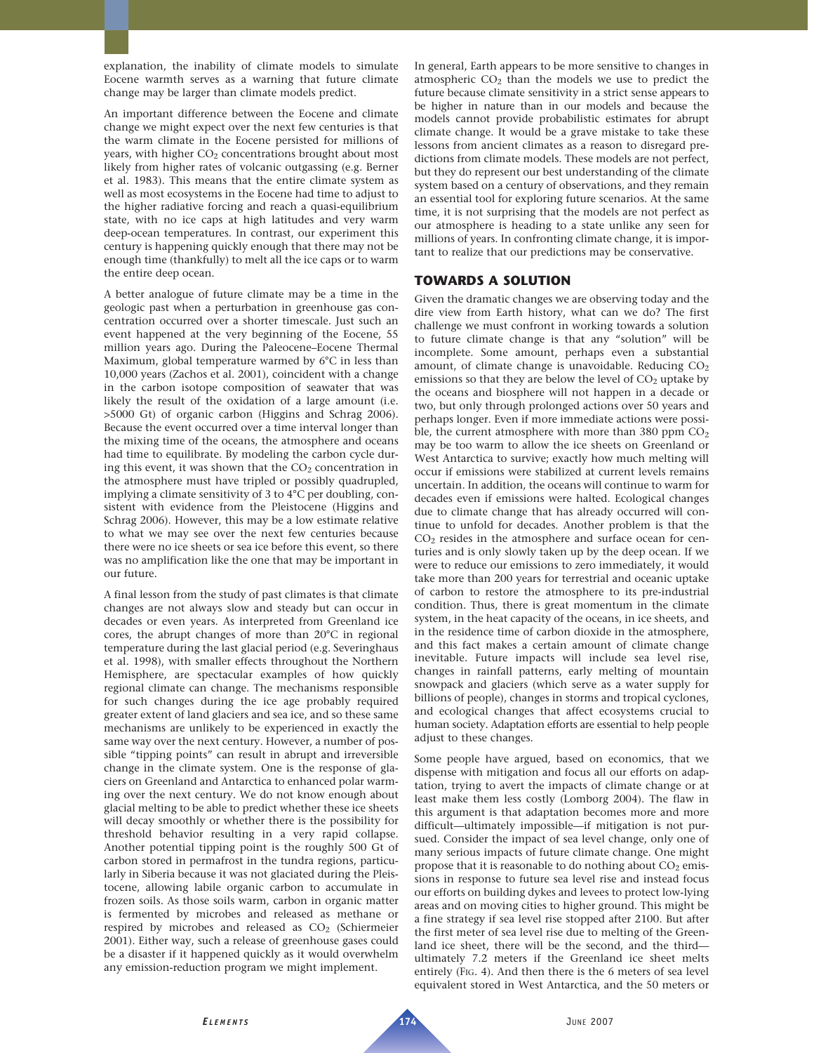explanation, the inability of climate models to simulate Eocene warmth serves as a warning that future climate change may be larger than climate models predict.

An important difference between the Eocene and climate change we might expect over the next few centuries is that the warm climate in the Eocene persisted for millions of years, with higher $CO_2$ concentrations brought about most likely from higher rates of volcanic outgassing (e.g. Berner et al. 1983). This means that the entire climate system as well as most ecosystems in the Eocene had time to adjust to the higher radiative forcing and reach a quasi-equilibrium state, with no ice caps at high latitudes and very warm deep-ocean temperatures. In contrast, our experiment this century is happening quickly enough that there may not be enough time (thankfully) to melt all the ice caps or to warm the entire deep ocean.

A better analogue of future climate may be a time in the geologic past when a perturbation in greenhouse gas concentration occurred over a shorter timescale. Just such an event happened at the very beginning of the Eocene, 55 million years ago. During the Paleocene–Eocene Thermal Maximum, global temperature warmed by 6°C in less than 10,000 years (Zachos et al. 2001), coincident with a change in the carbon isotope composition of seawater that was likely the result of the oxidation of a large amount (i.e. >5000 Gt) of organic carbon (Higgins and Schrag 2006). Because the event occurred over a time interval longer than the mixing time of the oceans, the atmosphere and oceans had time to equilibrate. By modeling the carbon cycle during this event, it was shown that the $CO_2$ concentration in the atmosphere must have tripled or possibly quadrupled, implying a climate sensitivity of 3 to 4°C per doubling, consistent with evidence from the Pleistocene (Higgins and Schrag 2006). However, this may be a low estimate relative to what we may see over the next few centuries because there were no ice sheets or sea ice before this event, so there was no amplification like the one that may be important in our future.

A final lesson from the study of past climates is that climate changes are not always slow and steady but can occur in decades or even years. As interpreted from Greenland ice cores, the abrupt changes of more than 20°C in regional temperature during the last glacial period (e.g. Severinghaus et al. 1998), with smaller effects throughout the Northern Hemisphere, are spectacular examples of how quickly regional climate can change. The mechanisms responsible for such changes during the ice age probably required greater extent of land glaciers and sea ice, and so these same mechanisms are unlikely to be experienced in exactly the same way over the next century. However, a number of possible "tipping points" can result in abrupt and irreversible change in the climate system. One is the response of glaciers on Greenland and Antarctica to enhanced polar warming over the next century. We do not know enough about glacial melting to be able to predict whether these ice sheets will decay smoothly or whether there is the possibility for threshold behavior resulting in a very rapid collapse. Another potential tipping point is the roughly 500 Gt of carbon stored in permafrost in the tundra regions, particularly in Siberia because it was not glaciated during the Pleistocene, allowing labile organic carbon to accumulate in frozen soils. As those soils warm, carbon in organic matter is fermented by microbes and released as methane or respired by microbes and released as $CO_2$ (Schiermeier 2001). Either way, such a release of greenhouse gases could be a disaster if it happened quickly as it would overwhelm any emission-reduction program we might implement.

In general, Earth appears to be more sensitive to changes in atmospheric $CO_2$ than the models we use to predict the future because climate sensitivity in a strict sense appears to be higher in nature than in our models and because the models cannot provide probabilistic estimates for abrupt climate change. It would be a grave mistake to take these lessons from ancient climates as a reason to disregard predictions from climate models. These models are not perfect, but they do represent our best understanding of the climate system based on a century of observations, and they remain an essential tool for exploring future scenarios. At the same time, it is not surprising that the models are not perfect as our atmosphere is heading to a state unlike any seen for millions of years. In confronting climate change, it is important to realize that our predictions may be conservative.

## TOWARDS A SOLUTION

Given the dramatic changes we are observing today and the dire view from Earth history, what can we do? The first challenge we must confront in working towards a solution to future climate change is that any "solution" will be incomplete. Some amount, perhaps even a substantial amount, of climate change is unavoidable. Reducing $CO_2$ emissions so that they are below the level of $CO_2$ uptake by the oceans and biosphere will not happen in a decade or two, but only through prolonged actions over 50 years and perhaps longer. Even if more immediate actions were possible, the current atmosphere with more than 380 ppm $CO_2$ may be too warm to allow the ice sheets on Greenland or West Antarctica to survive; exactly how much melting will occur if emissions were stabilized at current levels remains uncertain. In addition, the oceans will continue to warm for decades even if emissions were halted. Ecological changes due to climate change that has already occurred will continue to unfold for decades. Another problem is that the $CO_2$ resides in the atmosphere and surface ocean for centuries and is only slowly taken up by the deep ocean. If we were to reduce our emissions to zero immediately, it would take more than 200 years for terrestrial and oceanic uptake of carbon to restore the atmosphere to its pre-industrial condition. Thus, there is great momentum in the climate system, in the heat capacity of the oceans, in ice sheets, and in the residence time of carbon dioxide in the atmosphere, and this fact makes a certain amount of climate change inevitable. Future impacts will include sea level rise, changes in rainfall patterns, early melting of mountain snowpack and glaciers (which serve as a water supply for billions of people), changes in storms and tropical cyclones, and ecological changes that affect ecosystems crucial to human society. Adaptation efforts are essential to help people adjust to these changes.

Some people have argued, based on economics, that we dispense with mitigation and focus all our efforts on adaptation, trying to avert the impacts of climate change or at least make them less costly (Lomborg 2004). The flaw in this argument is that adaptation becomes more and more difficult—ultimately impossible—if mitigation is not pursued. Consider the impact of sea level change, only one of many serious impacts of future climate change. One might propose that it is reasonable to do nothing about $CO_2$ emissions in response to future sea level rise and instead focus our efforts on building dykes and levees to protect low-lying areas and on moving cities to higher ground. This might be a fine strategy if sea level rise stopped after 2100. But after the first meter of sea level rise due to melting of the Greenland ice sheet, there will be the second, and the third—ultimately 7.2 meters if the Greenland ice sheet melts entirely (Fig. 4). And then there is the 6 meters of sea level equivalent stored in West Antarctica, and the 50 meters or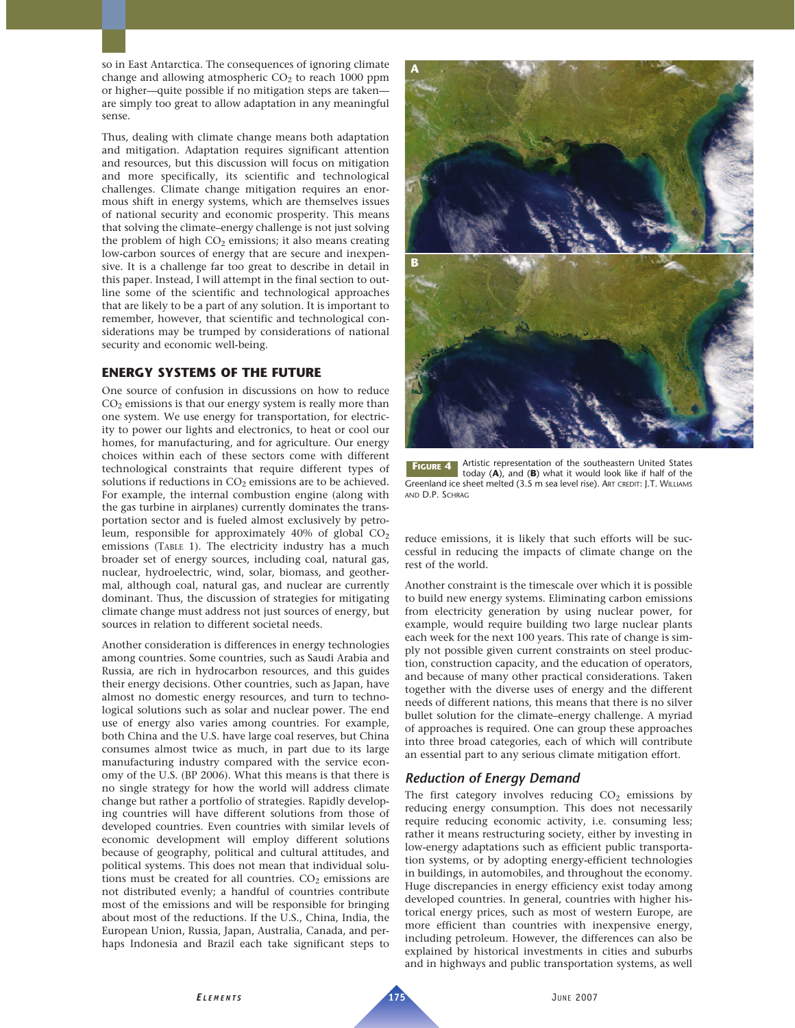so in East Antarctica. The consequences of ignoring climate change and allowing atmospheric $CO_2$ to reach 1000 ppm or higher—quite possible if no mitigation steps are taken—are simply too great to allow adaptation in any meaningful sense.

Thus, dealing with climate change means both adaptation and mitigation. Adaptation requires significant attention and resources, but this discussion will focus on mitigation and more specifically, its scientific and technological challenges. Climate change mitigation requires an enormous shift in energy systems, which are themselves issues of national security and economic prosperity. This means that solving the climate–energy challenge is not just solving the problem of high $CO_2$ emissions; it also means creating low-carbon sources of energy that are secure and inexpensive. It is a challenge far too great to describe in detail in this paper. Instead, I will attempt in the final section to outline some of the scientific and technological approaches that are likely to be a part of any solution. It is important to remember, however, that scientific and technological considerations may be trumped by considerations of national security and economic well-being.

## ENERGY SYSTEMS OF THE FUTURE

One source of confusion in discussions on how to reduce $CO_2$ emissions is that our energy system is really more than one system. We use energy for transportation, for electricity to power our lights and electronics, to heat or cool our homes, for manufacturing, and for agriculture. Our energy choices within each of these sectors come with different technological constraints that require different types of solutions if reductions in $CO_2$ emissions are to be achieved. For example, the internal combustion engine (along with the gas turbine in airplanes) currently dominates the transportation sector and is fueled almost exclusively by petroleum, responsible for approximately 40% of global $CO_2$ emissions (Table 1). The electricity industry has a much broader set of energy sources, including coal, natural gas, nuclear, hydroelectric, wind, solar, biomass, and geothermal, although coal, natural gas, and nuclear are currently dominant. Thus, the discussion of strategies for mitigating climate change must address not just sources of energy, but sources in relation to different societal needs.

Another consideration is differences in energy technologies among countries. Some countries, such as Saudi Arabia and Russia, are rich in hydrocarbon resources, and this guides their energy decisions. Other countries, such as Japan, have almost no domestic energy resources, and turn to technological solutions such as solar and nuclear power. The end use of energy also varies among countries. For example, both China and the U.S. have large coal reserves, but China consumes almost twice as much, in part due to its large manufacturing industry compared with the service economy of the U.S. (BP 2006). What this means is that there is no single strategy for how the world will address climate change but rather a portfolio of strategies. Rapidly developing countries will have different solutions from those of developed countries. Even countries with similar levels of economic development will employ different solutions because of geography, political and cultural attitudes, and political systems. This does not mean that individual solutions must be created for all countries. $CO_2$ emissions are not distributed evenly; a handful of countries contribute most of the emissions and will be responsible for bringing about most of the reductions. If the U.S., China, India, the European Union, Russia, Japan, Australia, Canada, and perhaps Indonesia and Brazil each take significant steps to reduce emissions, it is likely that such efforts will be successful in reducing the impacts of climate change on the rest of the world.

**Figure 4** Artistic representation of the southeastern United States today (**A**), and (**B**) what it would look like if half of the Greenland ice sheet melted (3.5 m sea level rise). Art credit: J.T. Williams and D.P. Schrag

Another constraint is the timescale over which it is possible to build new energy systems. Eliminating carbon emissions from electricity generation by using nuclear power, for example, would require building two large nuclear plants each week for the next 100 years. This rate of change is simply not possible given current constraints on steel production, construction capacity, and the education of operators, and because of many other practical considerations. Taken together with the diverse uses of energy and the different needs of different nations, this means that there is no silver bullet solution for the climate–energy challenge. A myriad of approaches is required. One can group these approaches into three broad categories, each of which will contribute an essential part to any serious climate mitigation effort.

### *Reduction of Energy Demand*

The first category involves reducing $CO_2$ emissions by reducing energy consumption. This does not necessarily require reducing economic activity, i.e. consuming less; rather it means restructuring society, either by investing in low-energy adaptations such as efficient public transportation systems, or by adopting energy-efficient technologies in buildings, in automobiles, and throughout the economy. Huge discrepancies in energy efficiency exist today among developed countries. In general, countries with higher historical energy prices, such as most of western Europe, are more efficient than countries with inexpensive energy, including petroleum. However, the differences can also be explained by historical investments in cities and suburbs and in highways and public transportation systems, as well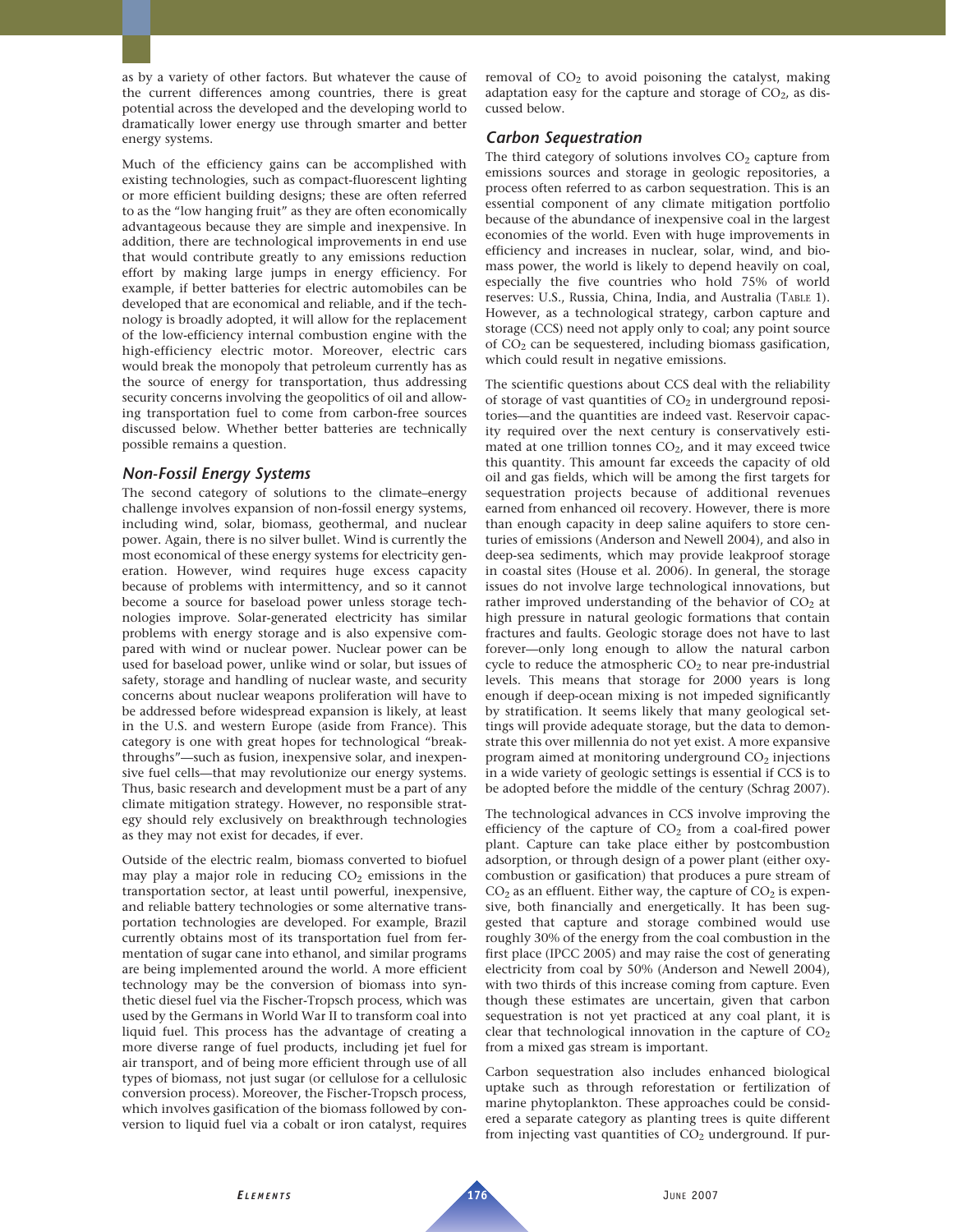as by a variety of other factors. But whatever the cause of the current differences among countries, there is great potential across the developed and the developing world to dramatically lower energy use through smarter and better energy systems.

Much of the efficiency gains can be accomplished with existing technologies, such as compact-fluorescent lighting or more efficient building designs; these are often referred to as the "low hanging fruit" as they are often economically advantageous because they are simple and inexpensive. In addition, there are technological improvements in end use that would contribute greatly to any emissions reduction effort by making large jumps in energy efficiency. For example, if better batteries for electric automobiles can be developed that are economical and reliable, and if the technology is broadly adopted, it will allow for the replacement of the low-efficiency internal combustion engine with the high-efficiency electric motor. Moreover, electric cars would break the monopoly that petroleum currently has as the source of energy for transportation, thus addressing security concerns involving the geopolitics of oil and allowing transportation fuel to come from carbon-free sources discussed below. Whether better batteries are technically possible remains a question.

### *Non-Fossil Energy Systems*

The second category of solutions to the climate–energy challenge involves expansion of non-fossil energy systems, including wind, solar, biomass, geothermal, and nuclear power. Again, there is no silver bullet. Wind is currently the most economical of these energy systems for electricity generation. However, wind requires huge excess capacity because of problems with intermittency, and so it cannot become a source for baseload power unless storage technologies improve. Solar-generated electricity has similar problems with energy storage and is also expensive compared with wind or nuclear power. Nuclear power can be used for baseload power, unlike wind or solar, but issues of safety, storage and handling of nuclear waste, and security concerns about nuclear weapons proliferation will have to be addressed before widespread expansion is likely, at least in the U.S. and western Europe (aside from France). This category is one with great hopes for technological "breakthroughs"—such as fusion, inexpensive solar, and inexpensive fuel cells—that may revolutionize our energy systems. Thus, basic research and development must be a part of any climate mitigation strategy. However, no responsible strategy should rely exclusively on breakthrough technologies as they may not exist for decades, if ever.

Outside of the electric realm, biomass converted to biofuel may play a major role in reducing $CO_2$ emissions in the transportation sector, at least until powerful, inexpensive, and reliable battery technologies or some alternative transportation technologies are developed. For example, Brazil currently obtains most of its transportation fuel from fermentation of sugar cane into ethanol, and similar programs are being implemented around the world. A more efficient technology may be the conversion of biomass into synthetic diesel fuel via the Fischer-Tropsch process, which was used by the Germans in World War II to transform coal into liquid fuel. This process has the advantage of creating a more diverse range of fuel products, including jet fuel for air transport, and of being more efficient through use of all types of biomass, not just sugar (or cellulose for a cellulosic conversion process). Moreover, the Fischer-Tropsch process, which involves gasification of the biomass followed by conversion to liquid fuel via a cobalt or iron catalyst, requires removal of $CO_2$ to avoid poisoning the catalyst, making adaptation easy for the capture and storage of $CO_2$, as discussed below.

### *Carbon Sequestration*

The third category of solutions involves $CO_2$ capture from emissions sources and storage in geologic repositories, a process often referred to as carbon sequestration. This is an essential component of any climate mitigation portfolio because of the abundance of inexpensive coal in the largest economies of the world. Even with huge improvements in efficiency and increases in nuclear, solar, wind, and biomass power, the world is likely to depend heavily on coal, especially the five countries who hold 75% of world reserves: U.S., Russia, China, India, and Australia (Table 1). However, as a technological strategy, carbon capture and storage (CCS) need not apply only to coal; any point source of $CO_2$ can be sequestered, including biomass gasification, which could result in negative emissions.

The scientific questions about CCS deal with the reliability of storage of vast quantities of $CO_2$ in underground repositories—and the quantities are indeed vast. Reservoir capacity required over the next century is conservatively estimated at one trillion tonnes $CO_2$, and it may exceed twice this quantity. This amount far exceeds the capacity of old oil and gas fields, which will be among the first targets for sequestration projects because of additional revenues earned from enhanced oil recovery. However, there is more than enough capacity in deep saline aquifers to store centuries of emissions (Anderson and Newell 2004), and also in deep-sea sediments, which may provide leakproof storage in coastal sites (House et al. 2006). In general, the storage issues do not involve large technological innovations, but rather improved understanding of the behavior of $CO_2$ at high pressure in natural geologic formations that contain fractures and faults. Geologic storage does not have to last forever—only long enough to allow the natural carbon cycle to reduce the atmospheric $CO_2$ to near pre-industrial levels. This means that storage for 2000 years is long enough if deep-ocean mixing is not impeded significantly by stratification. It seems likely that many geological settings will provide adequate storage, but the data to demonstrate this over millennia do not yet exist. A more expensive program aimed at monitoring underground $CO_2$ injections in a wide variety of geologic settings is essential if CCS is to be adopted before the middle of the century (Schrag 2007).

The technological advances in CCS involve improving the efficiency of the capture of $CO_2$ from a coal-fired power plant. Capture can take place either by postcombustion adsorption, or through design of a power plant (either oxy-combustion or gasification) that produces a pure stream of $CO_2$ as an effluent. Either way, the capture of $CO_2$ is expensive, both financially and energetically. It has been suggested that capture and storage combined would use roughly 30% of the energy from the coal combustion in the first place (IPCC 2005) and may raise the cost of generating electricity from coal by 50% (Anderson and Newell 2004), with two thirds of this increase coming from capture. Even though these estimates are uncertain, given that carbon sequestration is not yet practiced at any coal plant, it is clear that technological innovation in the capture of $CO_2$ from a mixed gas stream is important.

Carbon sequestration also includes enhanced biological uptake such as through reforestation or fertilization of marine phytoplankton. These approaches could be considered a separate category as planting trees is quite different from injecting vast quantities of $CO_2$ underground. If pur-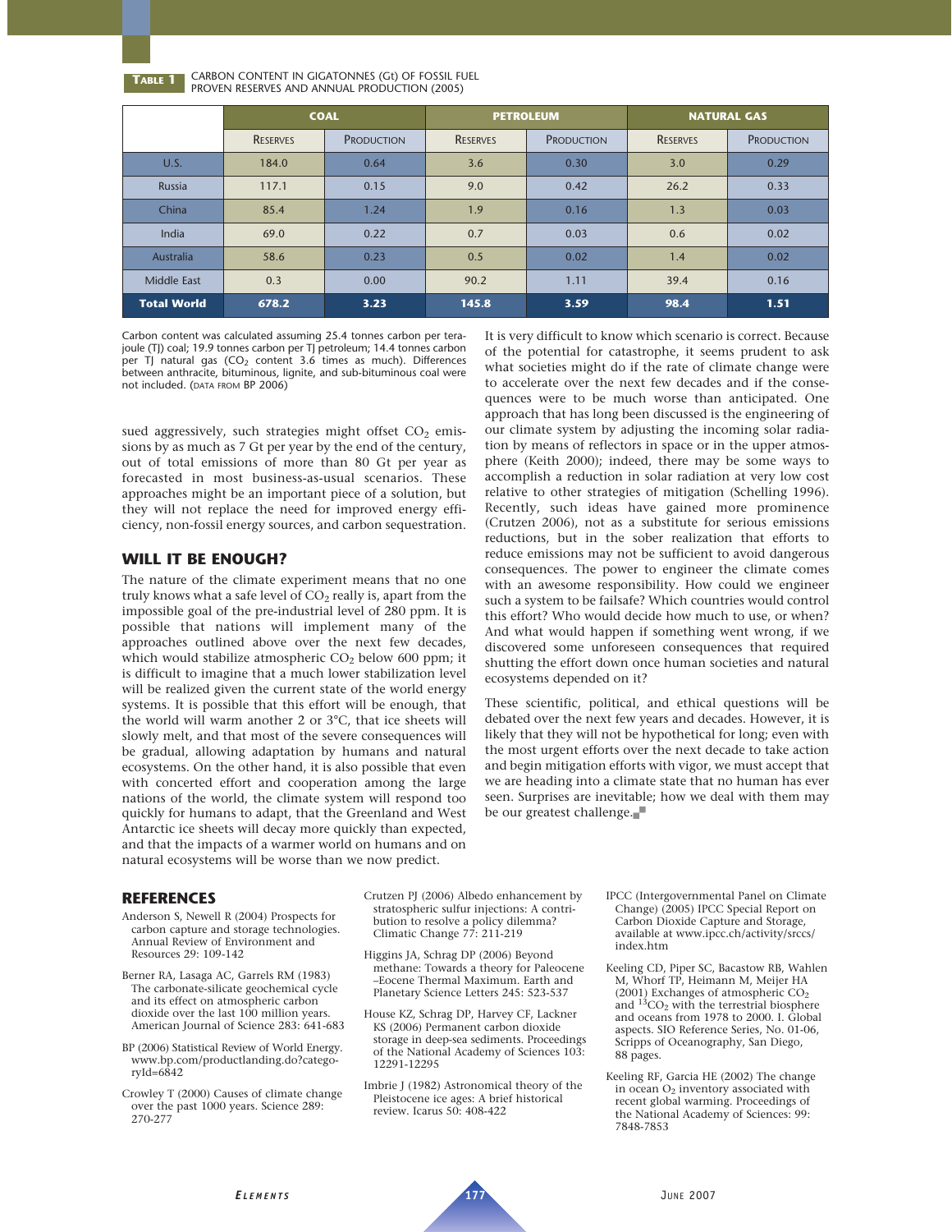**TABLE 1** CARBON CONTENT IN GIGATONNES (Gt) OF FOSSIL FUEL PROVEN RESERVES AND ANNUAL PRODUCTION (2005)

| | COAL | | PETROLEUM | | NATURAL GAS | |
|---|---|---|---|---|---|---|
| | Reserves | Production | Reserves | Production | Reserves | Production |
| U.S. | 184.0 | 0.64 | 3.6 | 0.30 | 3.0 | 0.29 |
| Russia | 117.1 | 0.15 | 9.0 | 0.42 | 26.2 | 0.33 |
| China | 85.4 | 1.24 | 1.9 | 0.16 | 1.3 | 0.03 |
| India | 69.0 | 0.22 | 0.7 | 0.03 | 0.6 | 0.02 |
| Australia | 58.6 | 0.23 | 0.5 | 0.02 | 1.4 | 0.02 |
| Middle East | 0.3 | 0.00 | 90.2 | 1.11 | 39.4 | 0.16 |
| **Total World** | **678.2** | **3.23** | **145.8** | **3.59** | **98.4** | **1.51** |

Carbon content was calculated assuming 25.4 tonnes carbon per terajoule (TJ) coal; 19.9 tonnes carbon per TJ petroleum; 14.4 tonnes carbon per TJ natural gas ($CO_2$ content 3.6 times as much). Differences between anthracite, bituminous, lignite, and sub-bituminous coal were not included. (DATA FROM BP 2006)

sued aggressively, such strategies might offset $CO_2$ emissions by as much as 7 Gt per year by the end of the century, out of total emissions of more than 80 Gt per year as forecasted in most business-as-usual scenarios. These approaches might be an important piece of a solution, but they will not replace the need for improved energy efficiency, non-fossil energy sources, and carbon sequestration.

## WILL IT BE ENOUGH?

The nature of the climate experiment means that no one truly knows what a safe level of $CO_2$ really is, apart from the impossible goal of the pre-industrial level of 280 ppm. It is possible that nations will implement many of the approaches outlined above over the next few decades, which would stabilize atmospheric $CO_2$ below 600 ppm; it is difficult to imagine that a much lower stabilization level will be realized given the current state of the world energy systems. It is possible that this effort will be enough, that the world will warm another 2 or 3°C, that ice sheets will slowly melt, and that most of the severe consequences will be gradual, allowing adaptation by humans and natural ecosystems. On the other hand, it is also possible that even with concerted effort and cooperation among the large nations of the world, the climate system will respond too quickly for humans to adapt, that the Greenland and West Antarctic ice sheets will decay more quickly than expected, and that the impacts of a warmer world on humans and on natural ecosystems will be worse than we now predict.

It is very difficult to know which scenario is correct. Because of the potential for catastrophe, it seems prudent to ask what societies might do if the rate of climate change were to accelerate over the next few decades and if the consequences were to be much worse than anticipated. One approach that has long been discussed is the engineering of our climate system by adjusting the incoming solar radiation by means of reflectors in space or in the upper atmosphere (Keith 2000); indeed, there may be some ways to accomplish a reduction in solar radiation at very low cost relative to other strategies of mitigation (Schelling 1996). Recently, such ideas have gained more prominence (Crutzen 2006), not as a substitute for serious emissions reductions, but in the sober realization that efforts to reduce emissions may not be sufficient to avoid dangerous consequences. The power to engineer the climate comes with an awesome responsibility. How could we engineer such a system to be failsafe? Which countries would control this effort? Who would decide how much to use, or when? And what would happen if something went wrong, if we discovered some unforeseen consequences that required shutting the effort down once human societies and natural ecosystems depended on it?

These scientific, political, and ethical questions will be debated over the next few years and decades. However, it is likely that they will not be hypothetical for long; even with the most urgent efforts over the next decade to take action and begin mitigation efforts with vigor, we must accept that we are heading into a climate state that no human has ever seen. Surprises are inevitable; how we deal with them may be our greatest challenge.

## REFERENCES

Anderson S, Newell R (2004) Prospects for carbon capture and storage technologies. Annual Review of Environment and Resources 29: 109-142

Berner RA, Lasaga AC, Garrels RM (1983) The carbonate-silicate geochemical cycle and its effect on atmospheric carbon dioxide over the last 100 million years. American Journal of Science 283: 641-683

BP (2006) Statistical Review of World Energy. www.bp.com/productlanding.do?categoryId=6842

Crowley T (2000) Causes of climate change over the past 1000 years. Science 289: 270-277

Crutzen PJ (2006) Albedo enhancement by stratospheric sulfur injections: A contribution to resolve a policy dilemma? Climatic Change 77: 211-219

Higgins JA, Schrag DP (2006) Beyond methane: Towards a theory for Paleocene–Eocene Thermal Maximum. Earth and Planetary Science Letters 245: 523-537

House KZ, Schrag DP, Harvey CF, Lackner KS (2006) Permanent carbon dioxide storage in deep-sea sediments. Proceedings of the National Academy of Sciences 103: 12291-12295

Imbrie J (1982) Astronomical theory of the Pleistocene ice ages: A brief historical review. Icarus 50: 408-422

IPCC (Intergovernmental Panel on Climate Change) (2005) IPCC Special Report on Carbon Dioxide Capture and Storage, available at www.ipcc.ch/activity/srccs/index.htm

Keeling CD, Piper SC, Bacastow RB, Wahlen M, Whorf TP, Heimann M, Meijer HA (2001) Exchanges of atmospheric $CO_2$ and $^{13}CO_2$ with the terrestrial biosphere and oceans from 1978 to 2000. I. Global aspects. SIO Reference Series, No. 01-06, Scripps of Oceanography, San Diego, 88 pages.

Keeling RF, Garcia HE (2002) The change in ocean $O_2$ inventory associated with recent global warming. Proceedings of the National Academy of Sciences: 99: 7848-7853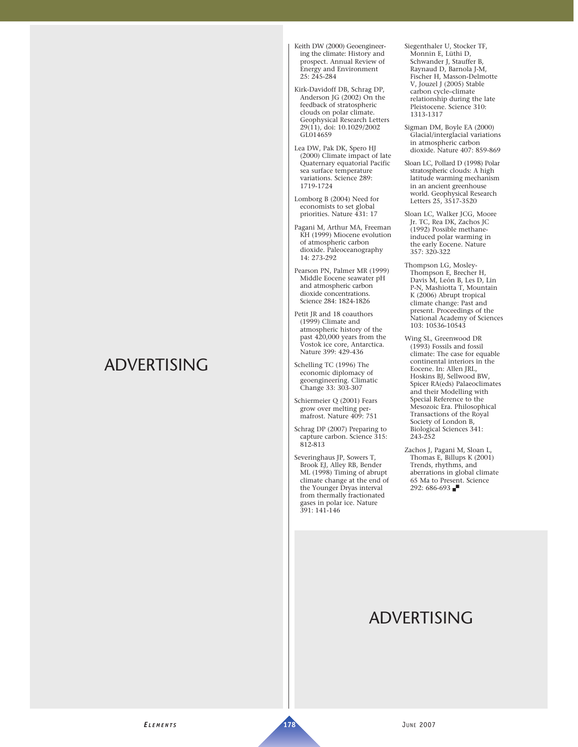ADVERTISING

Keith DW (2000) Geoengineering the climate: History and prospect. Annual Review of Energy and Environment 25: 245-284

Kirk-Davidoff DB, Schrag DP, Anderson JG (2002) On the feedback of stratospheric clouds on polar climate. Geophysical Research Letters 29(11), doi: 10.1029/2002 GL014659

Lea DW, Pak DK, Spero HJ (2000) Climate impact of late Quaternary equatorial Pacific sea surface temperature variations. Science 289: 1719-1724

Lomborg B (2004) Need for economists to set global priorities. Nature 431: 17

Pagani M, Arthur MA, Freeman KH (1999) Miocene evolution of atmospheric carbon dioxide. Paleoceanography 14: 273-292

Pearson PN, Palmer MR (1999) Middle Eocene seawater pH and atmospheric carbon dioxide concentrations. Science 284: 1824-1826

Petit JR and 18 coauthors (1999) Climate and atmospheric history of the past 420,000 years from the Vostok ice core, Antarctica. Nature 399: 429-436

Schelling TC (1996) The economic diplomacy of geoengineering. Climatic Change 33: 303-307

Schiermeier Q (2001) Fears grow over melting permafrost. Nature 409: 751

Schrag DP (2007) Preparing to capture carbon. Science 315: 812-813

Severinghaus JP, Sowers T, Brook EJ, Alley RB, Bender ML (1998) Timing of abrupt climate change at the end of the Younger Dryas interval from thermally fractionated gases in polar ice. Nature 391: 141-146

Siegenthaler U, Stocker TF, Monnin E, Lüthi D, Schwander J, Stauffer B, Raynaud D, Barnola J-M, Fischer H, Masson-Delmotte V, Jouzel J (2005) Stable carbon cycle–climate relationship during the late Pleistocene. Science 310: 1313-1317

Sigman DM, Boyle EA (2000) Glacial/interglacial variations in atmospheric carbon dioxide. Nature 407: 859-869

Sloan LC, Pollard D (1998) Polar stratospheric clouds: A high latitude warming mechanism in an ancient greenhouse world. Geophysical Research Letters 25, 3517-3520

Sloan LC, Walker JCG, Moore Jr. TC, Rea DK, Zachos JC (1992) Possible methane-induced polar warming in the early Eocene. Nature 357: 320-322

Thompson LG, Mosley-Thompson E, Brecher H, Davis M, León B, Les D, Lin P-N, Mashiotta T, Mountain K (2006) Abrupt tropical climate change: Past and present. Proceedings of the National Academy of Sciences 103: 10536-10543

Wing SL, Greenwood DR (1993) Fossils and fossil climate: The case for equable continental interiors in the Eocene. In: Allen JRL, Hoskins BJ, Sellwood BW, Spicer RA(eds) Palaeoclimates and their Modelling with Special Reference to the Mesozoic Era. Philosophical Transactions of the Royal Society of London B, Biological Sciences 341: 243-252

Zachos J, Pagani M, Sloan L, Thomas E, Billups K (2001) Trends, rhythms, and aberrations in global climate 65 Ma to Present. Science 292: 686-693

ADVERTISING